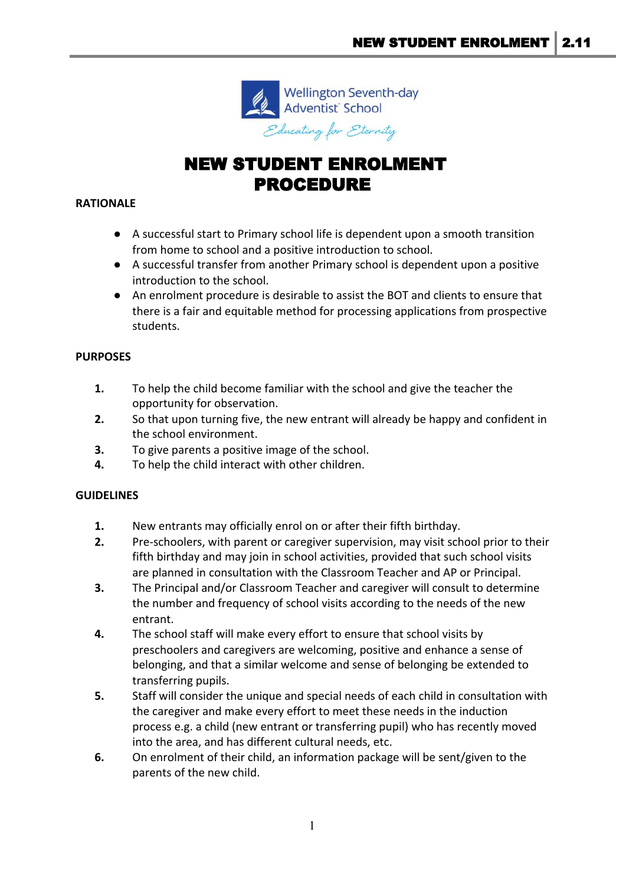Wellington Seventh-day Adventist School

Educating for Eternity

# NEW STUDENT ENROLMENT PROCEDURE

**RATIONALE**

- A successful start to Primary school life is dependent upon a smooth transition from home to school and a positive introduction to school.
- A successful transfer from another Primary school is dependent upon a positive introduction to the school.
- An enrolment procedure is desirable to assist the BOT and clients to ensure that there is a fair and equitable method for processing applications from prospective students.

**PURPOSES**

1. To help the child become familiar with the school and give the teacher the opportunity for observation.
2. So that upon turning five, the new entrant will already be happy and confident in the school environment.
3. To give parents a positive image of the school.
4. To help the child interact with other children.

**GUIDELINES**

1. New entrants may officially enrol on or after their fifth birthday.
2. Pre-schoolers, with parent or caregiver supervision, may visit school prior to their fifth birthday and may join in school activities, provided that such school visits are planned in consultation with the Classroom Teacher and AP or Principal.
3. The Principal and/or Classroom Teacher and caregiver will consult to determine the number and frequency of school visits according to the needs of the new entrant.
4. The school staff will make every effort to ensure that school visits by preschoolers and caregivers are welcoming, positive and enhance a sense of belonging, and that a similar welcome and sense of belonging be extended to transferring pupils.
5. Staff will consider the unique and special needs of each child in consultation with the caregiver and make every effort to meet these needs in the induction process e.g. a child (new entrant or transferring pupil) who has recently moved into the area, and has different cultural needs, etc.
6. On enrolment of their child, an information package will be sent/given to the parents of the new child.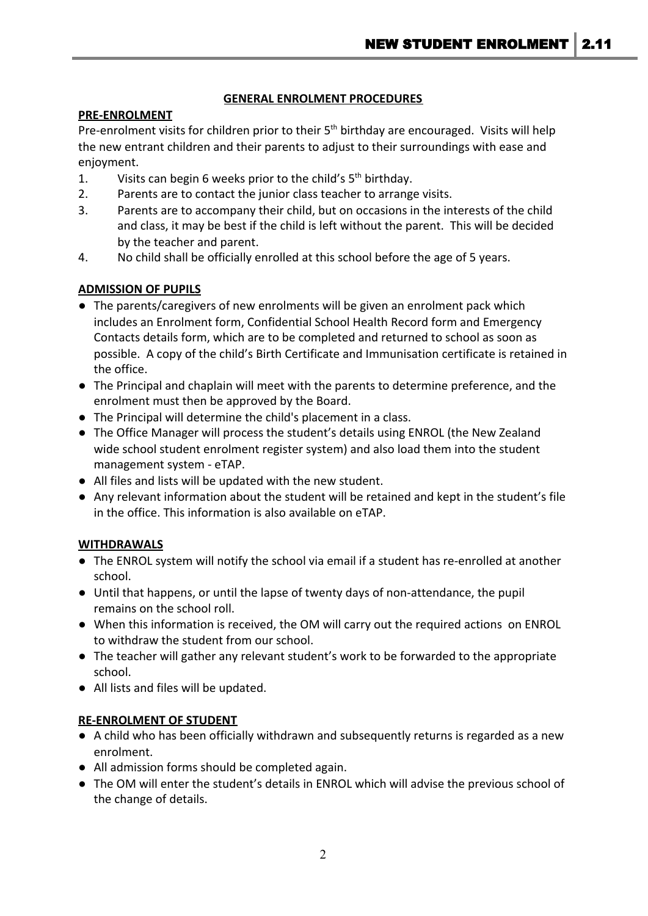## GENERAL ENROLMENT PROCEDURES

### PRE-ENROLMENT

Pre-enrolment visits for children prior to their 5th birthday are encouraged. Visits will help the new entrant children and their parents to adjust to their surroundings with ease and enjoyment.

1. Visits can begin 6 weeks prior to the child's 5th birthday.
2. Parents are to contact the junior class teacher to arrange visits.
3. Parents are to accompany their child, but on occasions in the interests of the child and class, it may be best if the child is left without the parent. This will be decided by the teacher and parent.
4. No child shall be officially enrolled at this school before the age of 5 years.

### ADMISSION OF PUPILS

- The parents/caregivers of new enrolments will be given an enrolment pack which includes an Enrolment form, Confidential School Health Record form and Emergency Contacts details form, which are to be completed and returned to school as soon as possible. A copy of the child's Birth Certificate and Immunisation certificate is retained in the office.
- The Principal and chaplain will meet with the parents to determine preference, and the enrolment must then be approved by the Board.
- The Principal will determine the child's placement in a class.
- The Office Manager will process the student's details using ENROL (the New Zealand wide school student enrolment register system) and also load them into the student management system - eTAP.
- All files and lists will be updated with the new student.
- Any relevant information about the student will be retained and kept in the student's file in the office. This information is also available on eTAP.

### WITHDRAWALS

- The ENROL system will notify the school via email if a student has re-enrolled at another school.
- Until that happens, or until the lapse of twenty days of non-attendance, the pupil remains on the school roll.
- When this information is received, the OM will carry out the required actions on ENROL to withdraw the student from our school.
- The teacher will gather any relevant student's work to be forwarded to the appropriate school.
- All lists and files will be updated.

### RE-ENROLMENT OF STUDENT

- A child who has been officially withdrawn and subsequently returns is regarded as a new enrolment.
- All admission forms should be completed again.
- The OM will enter the student's details in ENROL which will advise the previous school of the change of details.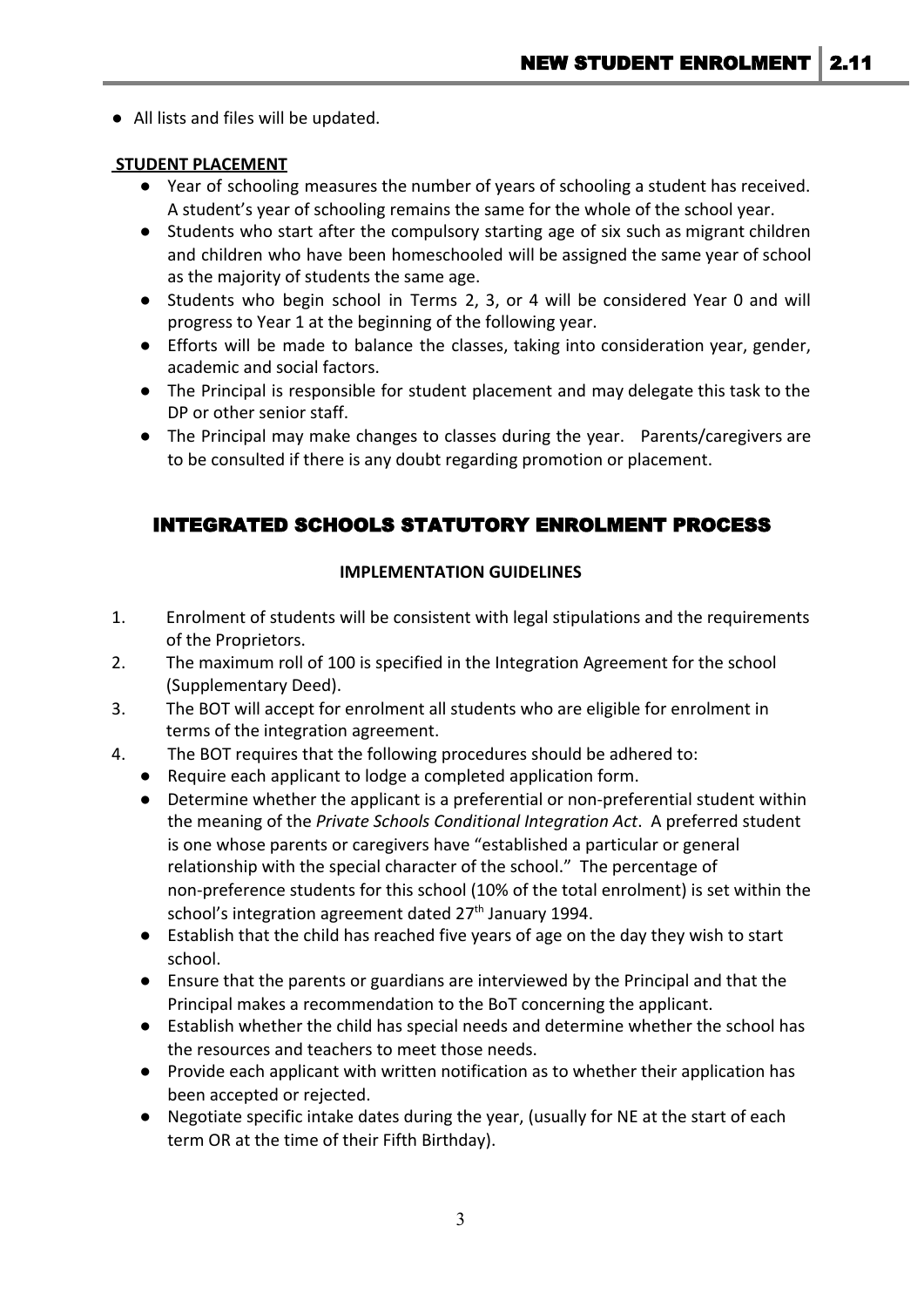- All lists and files will be updated.

**STUDENT PLACEMENT**

- Year of schooling measures the number of years of schooling a student has received. A student's year of schooling remains the same for the whole of the school year.
- Students who start after the compulsory starting age of six such as migrant children and children who have been homeschooled will be assigned the same year of school as the majority of students the same age.
- Students who begin school in Terms 2, 3, or 4 will be considered Year 0 and will progress to Year 1 at the beginning of the following year.
- Efforts will be made to balance the classes, taking into consideration year, gender, academic and social factors.
- The Principal is responsible for student placement and may delegate this task to the DP or other senior staff.
- The Principal may make changes to classes during the year. Parents/caregivers are to be consulted if there is any doubt regarding promotion or placement.

## INTEGRATED SCHOOLS STATUTORY ENROLMENT PROCESS

**IMPLEMENTATION GUIDELINES**

1. Enrolment of students will be consistent with legal stipulations and the requirements of the Proprietors.
2. The maximum roll of 100 is specified in the Integration Agreement for the school (Supplementary Deed).
3. The BOT will accept for enrolment all students who are eligible for enrolment in terms of the integration agreement.
4. The BOT requires that the following procedures should be adhered to:
   - Require each applicant to lodge a completed application form.
   - Determine whether the applicant is a preferential or non-preferential student within the meaning of the *Private Schools Conditional Integration Act*. A preferred student is one whose parents or caregivers have "established a particular or general relationship with the special character of the school." The percentage of non-preference students for this school (10% of the total enrolment) is set within the school's integration agreement dated 27th January 1994.
   - Establish that the child has reached five years of age on the day they wish to start school.
   - Ensure that the parents or guardians are interviewed by the Principal and that the Principal makes a recommendation to the BoT concerning the applicant.
   - Establish whether the child has special needs and determine whether the school has the resources and teachers to meet those needs.
   - Provide each applicant with written notification as to whether their application has been accepted or rejected.
   - Negotiate specific intake dates during the year, (usually for NE at the start of each term OR at the time of their Fifth Birthday).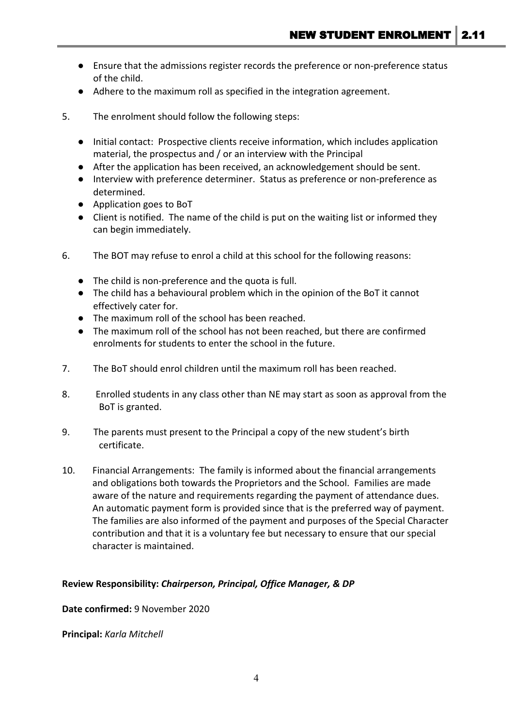- Ensure that the admissions register records the preference or non-preference status of the child.
- Adhere to the maximum roll as specified in the integration agreement.

5. The enrolment should follow the following steps:

   - Initial contact: Prospective clients receive information, which includes application material, the prospectus and / or an interview with the Principal
   - After the application has been received, an acknowledgement should be sent.
   - Interview with preference determiner. Status as preference or non-preference as determined.
   - Application goes to BoT
   - Client is notified. The name of the child is put on the waiting list or informed they can begin immediately.

6. The BOT may refuse to enrol a child at this school for the following reasons:

   - The child is non-preference and the quota is full.
   - The child has a behavioural problem which in the opinion of the BoT it cannot effectively cater for.
   - The maximum roll of the school has been reached.
   - The maximum roll of the school has not been reached, but there are confirmed enrolments for students to enter the school in the future.

7. The BoT should enrol children until the maximum roll has been reached.

8. Enrolled students in any class other than NE may start as soon as approval from the BoT is granted.

9. The parents must present to the Principal a copy of the new student's birth certificate.

10. Financial Arrangements: The family is informed about the financial arrangements and obligations both towards the Proprietors and the School. Families are made aware of the nature and requirements regarding the payment of attendance dues. An automatic payment form is provided since that is the preferred way of payment. The families are also informed of the payment and purposes of the Special Character contribution and that it is a voluntary fee but necessary to ensure that our special character is maintained.

**Review Responsibility:** ***Chairperson, Principal, Office Manager, & DP***

**Date confirmed:** 9 November 2020

**Principal:** *Karla Mitchell*